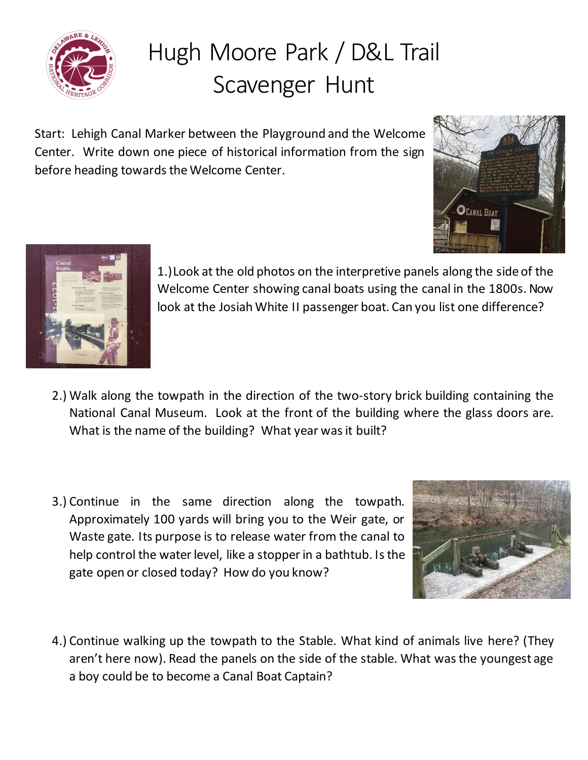# Hugh Moore Park / D&L Trail Scavenger Hunt

Start: Lehigh Canal Marker between the Playground and the Welcome Center. Write down one piece of historical information from the sign before heading towards the Welcome Center.

1.) Look at the old photos on the interpretive panels along the side of the Welcome Center showing canal boats using the canal in the 1800s. Now look at the Josiah White II passenger boat. Can you list one difference?

2.) Walk along the towpath in the direction of the two-story brick building containing the National Canal Museum. Look at the front of the building where the glass doors are. What is the name of the building? What year was it built?

3.) Continue in the same direction along the towpath. Approximately 100 yards will bring you to the Weir gate, or Waste gate. Its purpose is to release water from the canal to help control the water level, like a stopper in a bathtub. Is the gate open or closed today? How do you know?

4.) Continue walking up the towpath to the Stable. What kind of animals live here? (They aren't here now). Read the panels on the side of the stable. What was the youngest age a boy could be to become a Canal Boat Captain?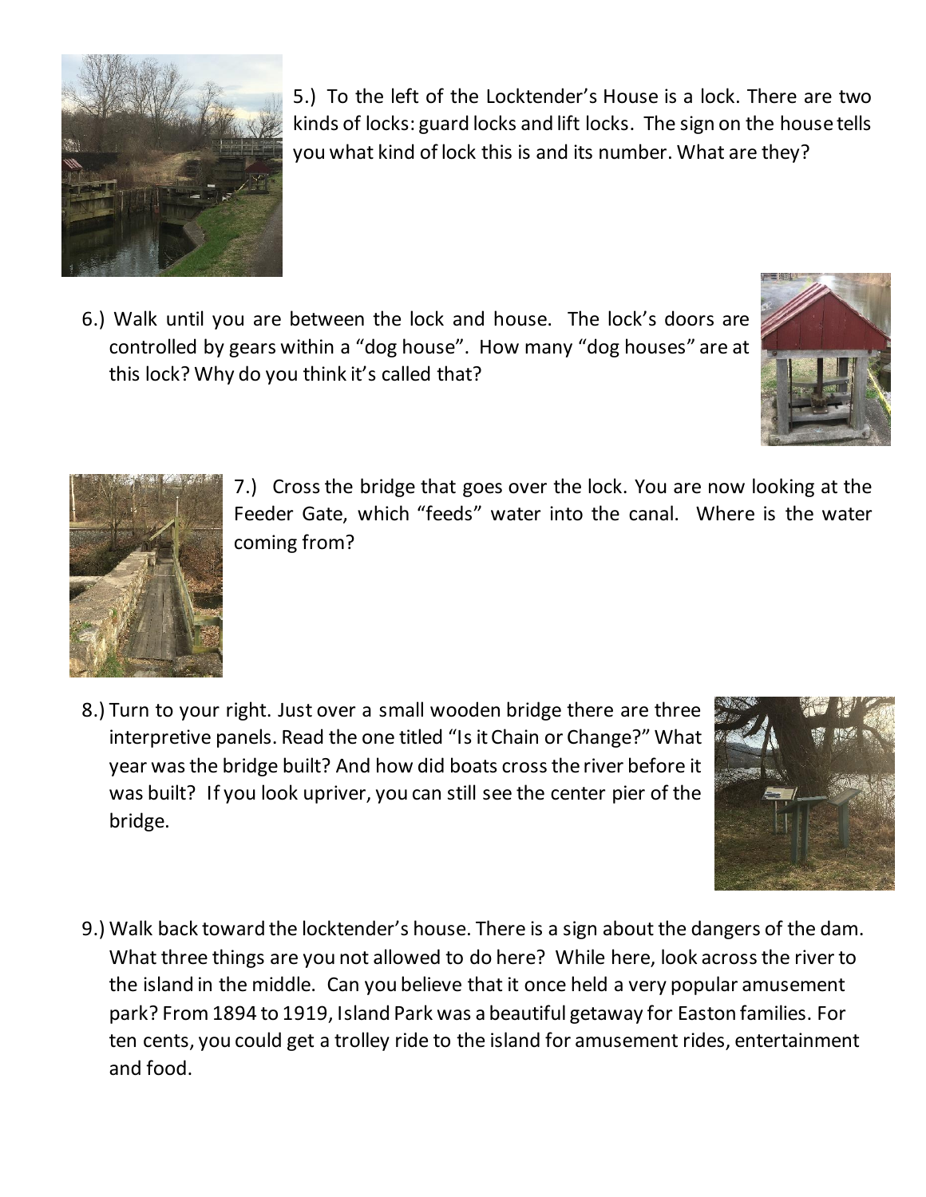5.) To the left of the Locktender's House is a lock. There are two kinds of locks: guard locks and lift locks. The sign on the house tells you what kind of lock this is and its number. What are they?

6.) Walk until you are between the lock and house. The lock's doors are controlled by gears within a "dog house". How many "dog houses" are at this lock? Why do you think it's called that?

7.) Cross the bridge that goes over the lock. You are now looking at the Feeder Gate, which "feeds" water into the canal. Where is the water coming from?

8.) Turn to your right. Just over a small wooden bridge there are three interpretive panels. Read the one titled "Is it Chain or Change?" What year was the bridge built? And how did boats cross the river before it was built? If you look upriver, you can still see the center pier of the bridge.

9.) Walk back toward the locktender's house. There is a sign about the dangers of the dam. What three things are you not allowed to do here? While here, look across the river to the island in the middle. Can you believe that it once held a very popular amusement park? From 1894 to 1919, Island Park was a beautiful getaway for Easton families. For ten cents, you could get a trolley ride to the island for amusement rides, entertainment and food.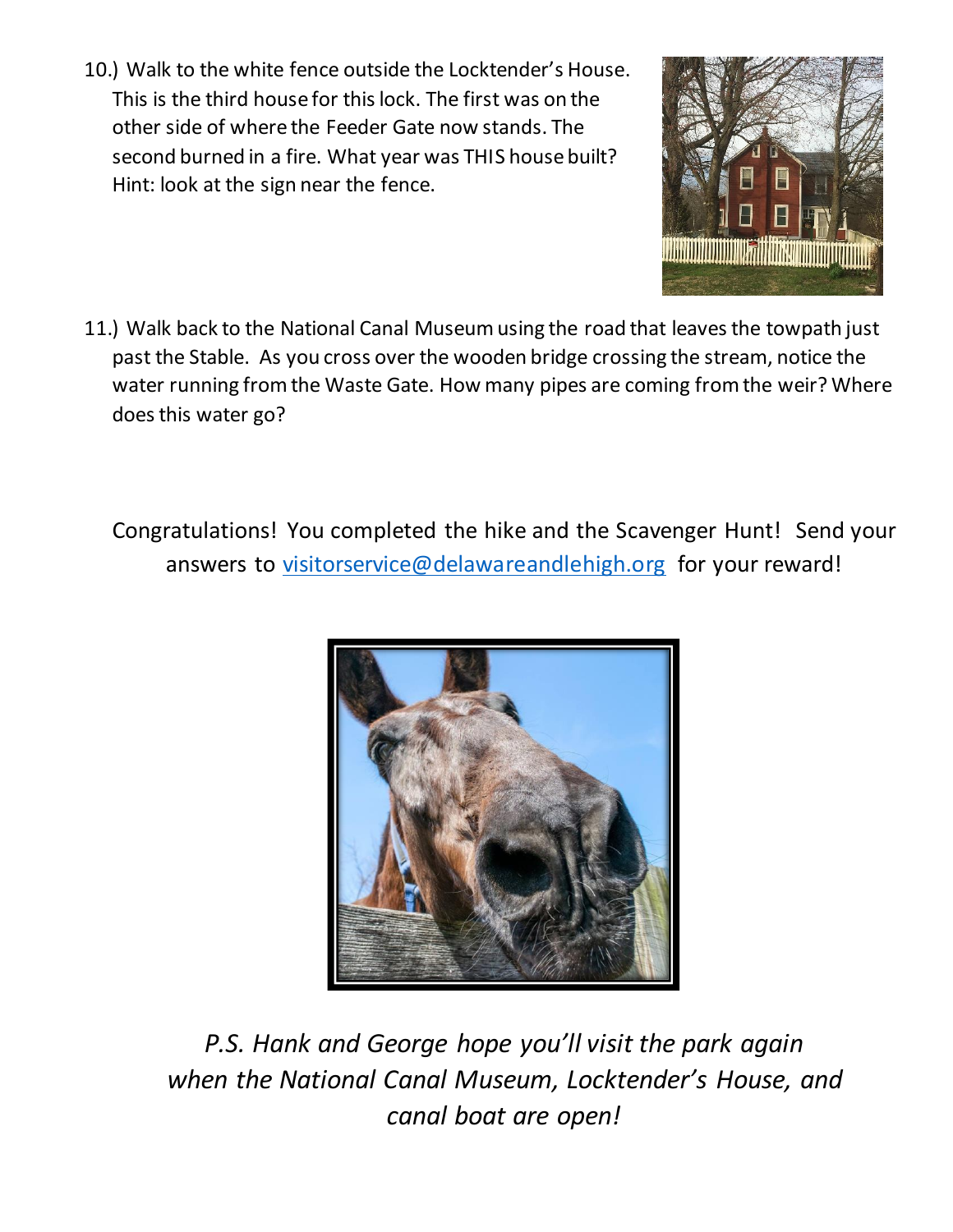10.) Walk to the white fence outside the Locktender's House. This is the third house for this lock. The first was on the other side of where the Feeder Gate now stands. The second burned in a fire. What year was THIS house built? Hint: look at the sign near the fence.

11.) Walk back to the National Canal Museum using the road that leaves the towpath just past the Stable. As you cross over the wooden bridge crossing the stream, notice the water running from the Waste Gate. How many pipes are coming from the weir? Where does this water go?

Congratulations! You completed the hike and the Scavenger Hunt! Send your answers to visitorservice@delawareandlehigh.org for your reward!

*P.S. Hank and George hope you'll visit the park again when the National Canal Museum, Locktender's House, and canal boat are open!*